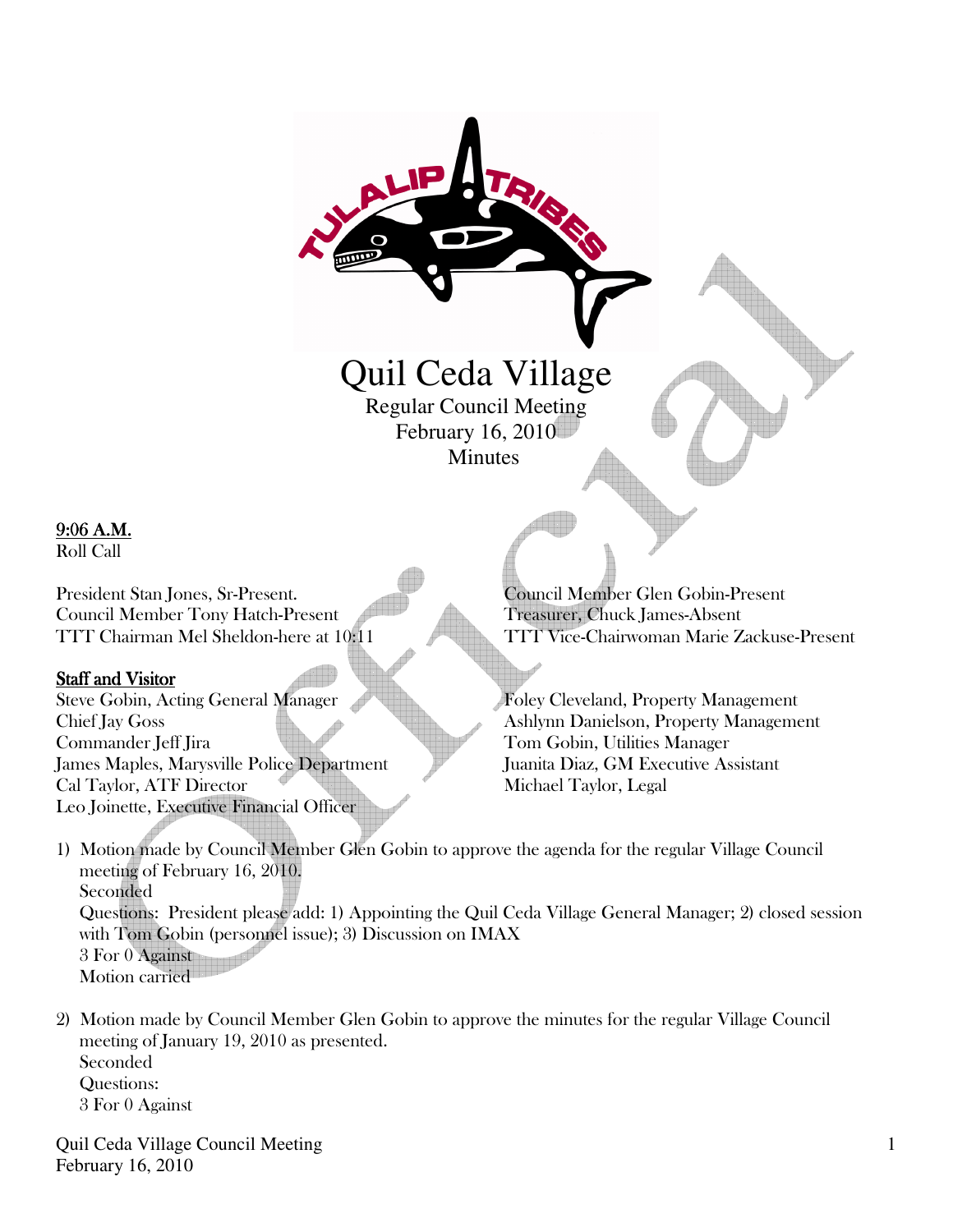# Quil Ceda Village

Regular Council Meeting
February 16, 2010
Minutes

**9:06 A.M.**
Roll Call

President Stan Jones, Sr-Present.
Council Member Tony Hatch-Present
TTT Chairman Mel Sheldon-here at 10:11
Council Member Glen Gobin-Present
Treasurer, Chuck James-Absent
TTT Vice-Chairwoman Marie Zackuse-Present

**Staff and Visitor**

Steve Gobin, Acting General Manager
Chief Jay Goss
Commander Jeff Jira
James Maples, Marysville Police Department
Cal Taylor, ATF Director
Leo Joinette, Executive Financial Officer
Foley Cleveland, Property Management
Ashlynn Danielson, Property Management
Tom Gobin, Utilities Manager
Juanita Diaz, GM Executive Assistant
Michael Taylor, Legal

1) Motion made by Council Member Glen Gobin to approve the agenda for the regular Village Council meeting of February 16, 2010.
   Seconded
   Questions: President please add: 1) Appointing the Quil Ceda Village General Manager; 2) closed session with Tom Gobin (personnel issue); 3) Discussion on IMAX
   3 For 0 Against
   Motion carried

2) Motion made by Council Member Glen Gobin to approve the minutes for the regular Village Council meeting of January 19, 2010 as presented.
   Seconded
   Questions:
   3 For 0 Against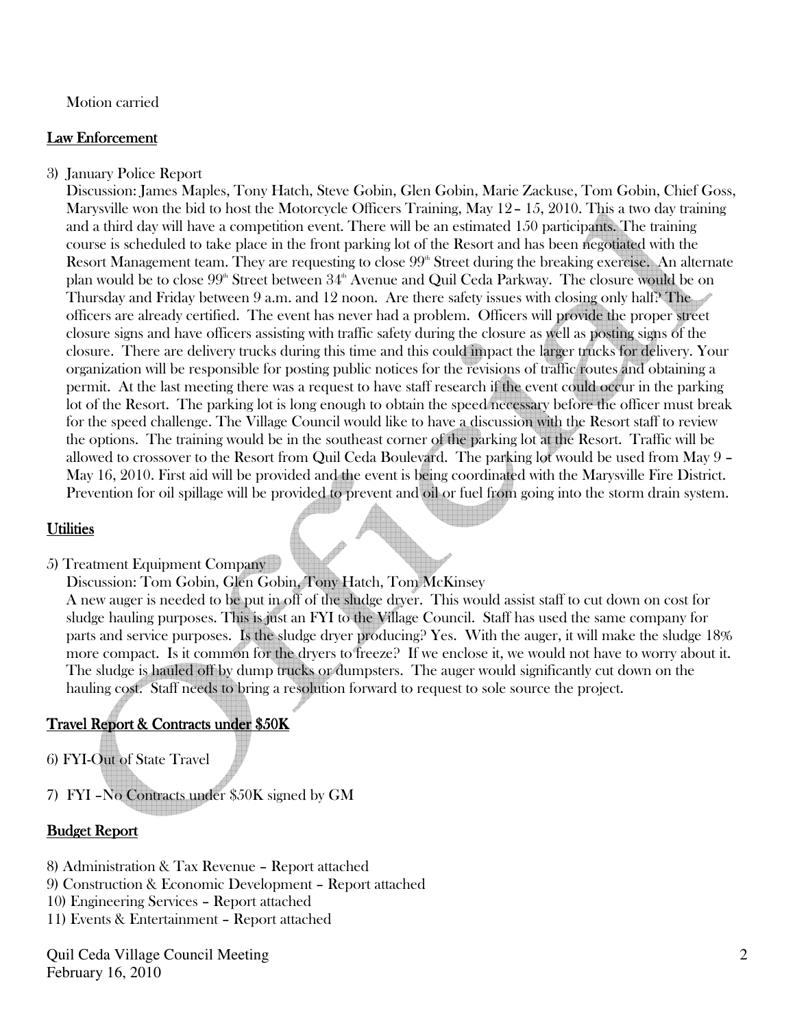Motion carried

## Law Enforcement

3) January Police Report

Discussion: James Maples, Tony Hatch, Steve Gobin, Glen Gobin, Marie Zackuse, Tom Gobin, Chief Goss, Marysville won the bid to host the Motorcycle Officers Training, May 12 – 15, 2010. This a two day training and a third day will have a competition event. There will be an estimated 150 participants. The training course is scheduled to take place in the front parking lot of the Resort and has been negotiated with the Resort Management team. They are requesting to close 99th Street during the breaking exercise. An alternate plan would be to close 99th Street between 34th Avenue and Quil Ceda Parkway. The closure would be on Thursday and Friday between 9 a.m. and 12 noon. Are there safety issues with closing only half? The officers are already certified. The event has never had a problem. Officers will provide the proper street closure signs and have officers assisting with traffic safety during the closure as well as posting signs of the closure. There are delivery trucks during this time and this could impact the larger trucks for delivery. Your organization will be responsible for posting public notices for the revisions of traffic routes and obtaining a permit. At the last meeting there was a request to have staff research if the event could occur in the parking lot of the Resort. The parking lot is long enough to obtain the speed necessary before the officer must break for the speed challenge. The Village Council would like to have a discussion with the Resort staff to review the options. The training would be in the southeast corner of the parking lot at the Resort. Traffic will be allowed to crossover to the Resort from Quil Ceda Boulevard. The parking lot would be used from May 9 – May 16, 2010. First aid will be provided and the event is being coordinated with the Marysville Fire District. Prevention for oil spillage will be provided to prevent and oil or fuel from going into the storm drain system.

## Utilities

5) Treatment Equipment Company

Discussion: Tom Gobin, Glen Gobin, Tony Hatch, Tom McKinsey

A new auger is needed to be put in off of the sludge dryer. This would assist staff to cut down on cost for sludge hauling purposes. This is just an FYI to the Village Council. Staff has used the same company for parts and service purposes. Is the sludge dryer producing? Yes. With the auger, it will make the sludge 18% more compact. Is it common for the dryers to freeze? If we enclose it, we would not have to worry about it. The sludge is hauled off by dump trucks or dumpsters. The auger would significantly cut down on the hauling cost. Staff needs to bring a resolution forward to request to sole source the project.

## Travel Report & Contracts under $50K

6) FYI-Out of State Travel

7) FYI –No Contracts under $50K signed by GM

## Budget Report

8) Administration & Tax Revenue – Report attached
9) Construction & Economic Development – Report attached
10) Engineering Services – Report attached
11) Events & Entertainment – Report attached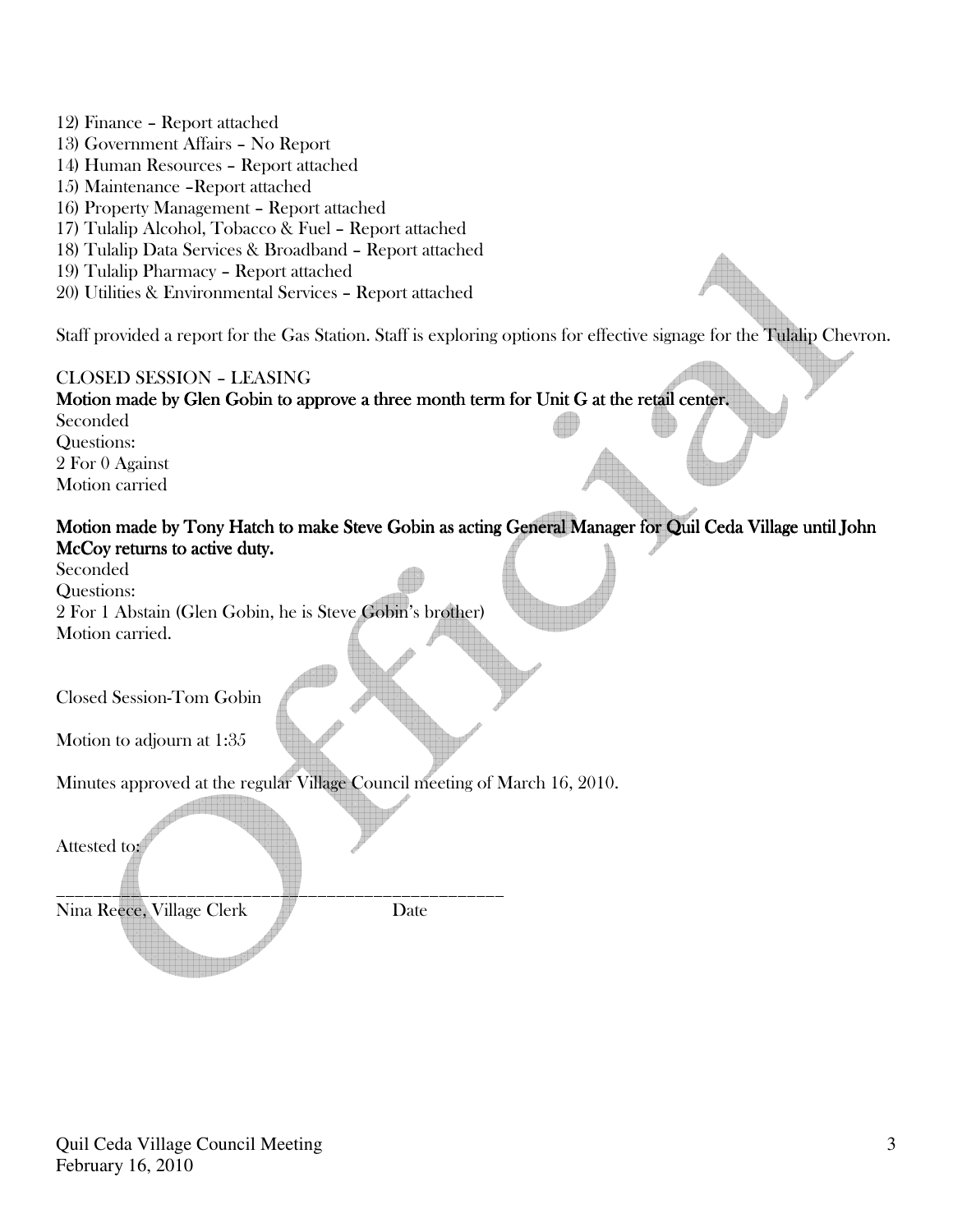12) Finance – Report attached
13) Government Affairs – No Report
14) Human Resources – Report attached
15) Maintenance –Report attached
16) Property Management – Report attached
17) Tulalip Alcohol, Tobacco & Fuel – Report attached
18) Tulalip Data Services & Broadband – Report attached
19) Tulalip Pharmacy – Report attached
20) Utilities & Environmental Services – Report attached

Staff provided a report for the Gas Station. Staff is exploring options for effective signage for the Tulalip Chevron.

CLOSED SESSION – LEASING

**Motion made by Glen Gobin to approve a three month term for Unit G at the retail center.**

Seconded
Questions:
2 For 0 Against
Motion carried

**Motion made by Tony Hatch to make Steve Gobin as acting General Manager for Quil Ceda Village until John McCoy returns to active duty.**

Seconded
Questions:
2 For 1 Abstain (Glen Gobin, he is Steve Gobin's brother)
Motion carried.

Closed Session-Tom Gobin

Motion to adjourn at 1:35

Minutes approved at the regular Village Council meeting of March 16, 2010.

Attested to:

_______________________________________________

Nina Reece, Village Clerk Date